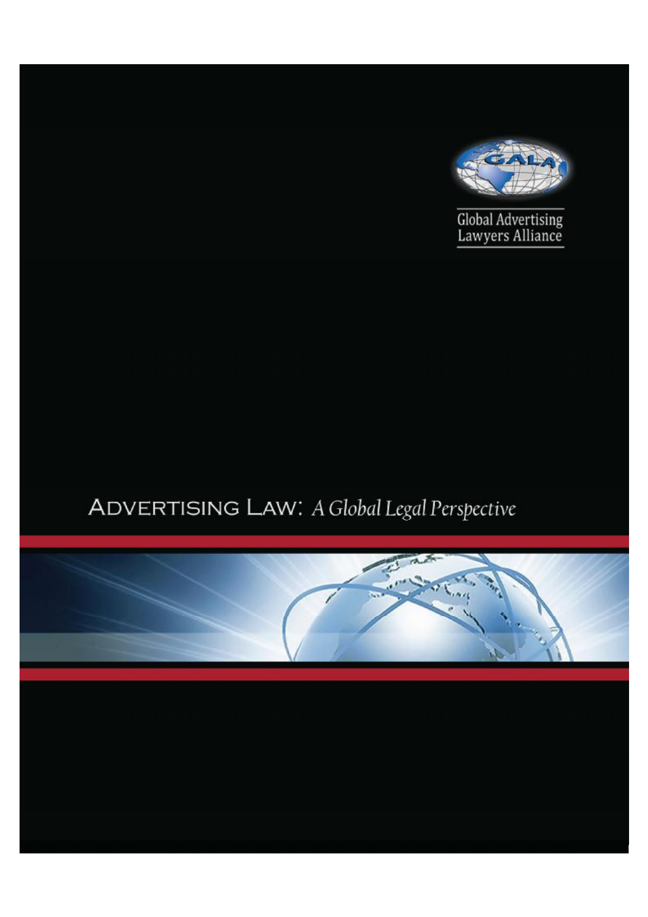GALA

Global Advertising Lawyers Alliance

# ADVERTISING LAW: *A Global Legal Perspective*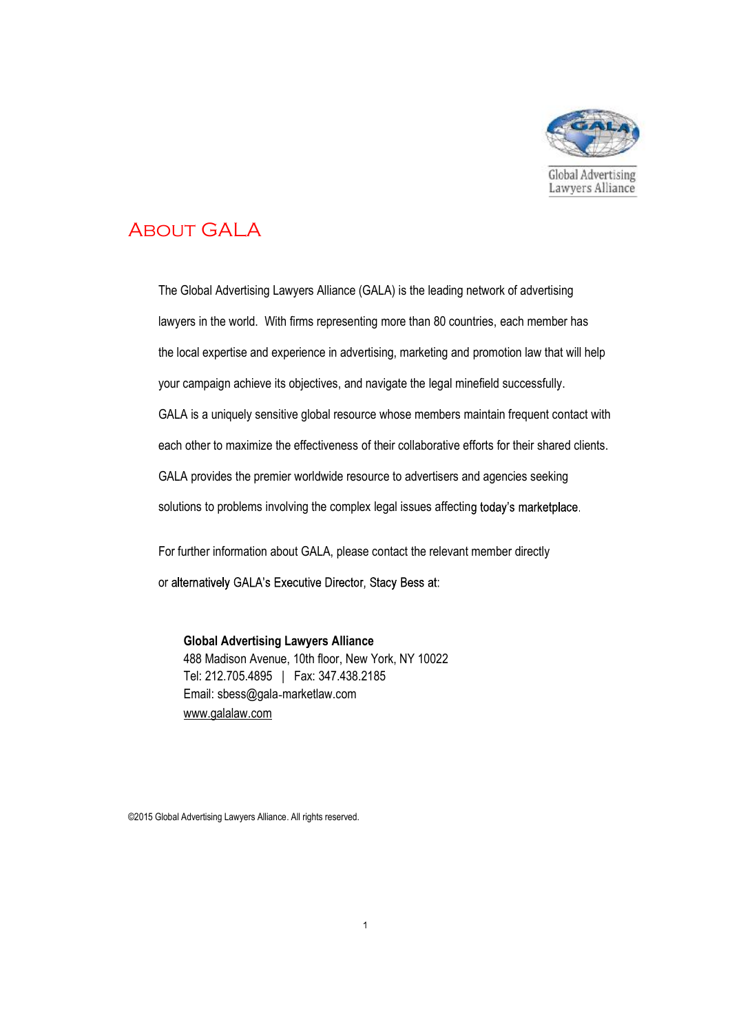# About GALA

The Global Advertising Lawyers Alliance (GALA) is the leading network of advertising lawyers in the world. With firms representing more than 80 countries, each member has the local expertise and experience in advertising, marketing and promotion law that will help your campaign achieve its objectives, and navigate the legal minefield successfully. GALA is a uniquely sensitive global resource whose members maintain frequent contact with each other to maximize the effectiveness of their collaborative efforts for their shared clients. GALA provides the premier worldwide resource to advertisers and agencies seeking solutions to problems involving the complex legal issues affecting today's marketplace.

For further information about GALA, please contact the relevant member directly or alternatively GALA's Executive Director, Stacy Bess at:

**Global Advertising Lawyers Alliance**
488 Madison Avenue, 10th floor, New York, NY 10022
Tel: 212.705.4895 | Fax: 347.438.2185
Email: sbess@gala-marketlaw.com
www.galalaw.com

©2015 Global Advertising Lawyers Alliance. All rights reserved.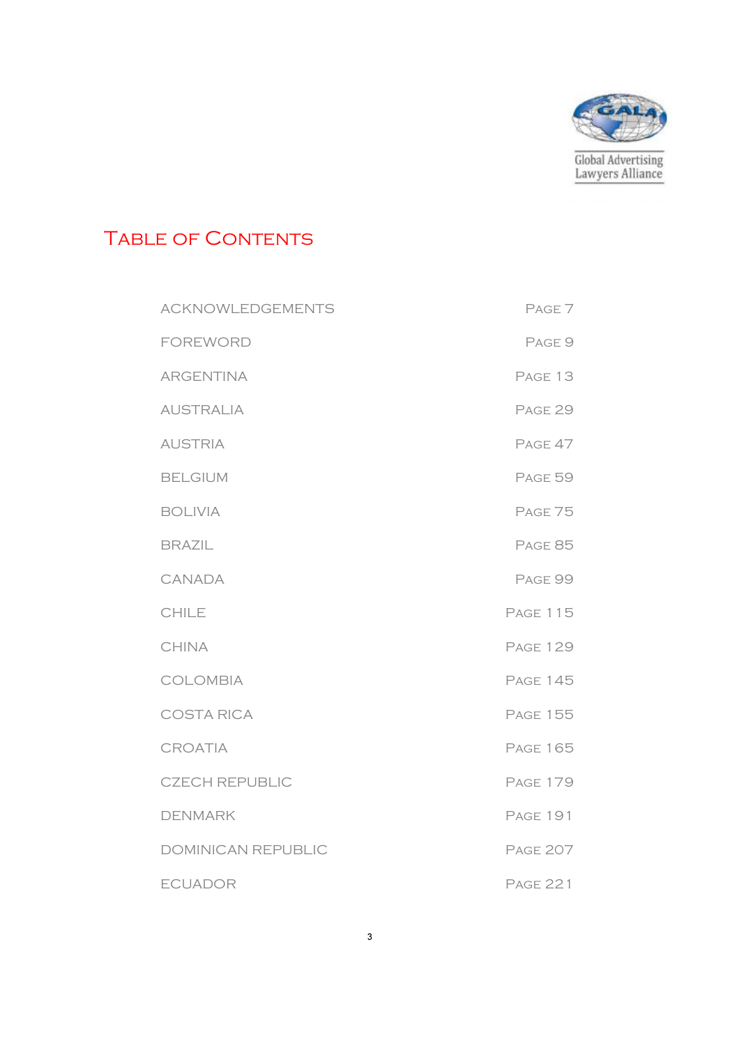Global Advertising Lawyers Alliance

# Table of Contents

| | |
|---|---|
| ACKNOWLEDGEMENTS | Page 7 |
| FOREWORD | Page 9 |
| ARGENTINA | Page 13 |
| AUSTRALIA | Page 29 |
| AUSTRIA | Page 47 |
| BELGIUM | Page 59 |
| BOLIVIA | Page 75 |
| BRAZIL | Page 85 |
| CANADA | Page 99 |
| CHILE | Page 115 |
| CHINA | Page 129 |
| COLOMBIA | Page 145 |
| COSTA RICA | Page 155 |
| CROATIA | Page 165 |
| CZECH REPUBLIC | Page 179 |
| DENMARK | Page 191 |
| DOMINICAN REPUBLIC | Page 207 |
| ECUADOR | Page 221 |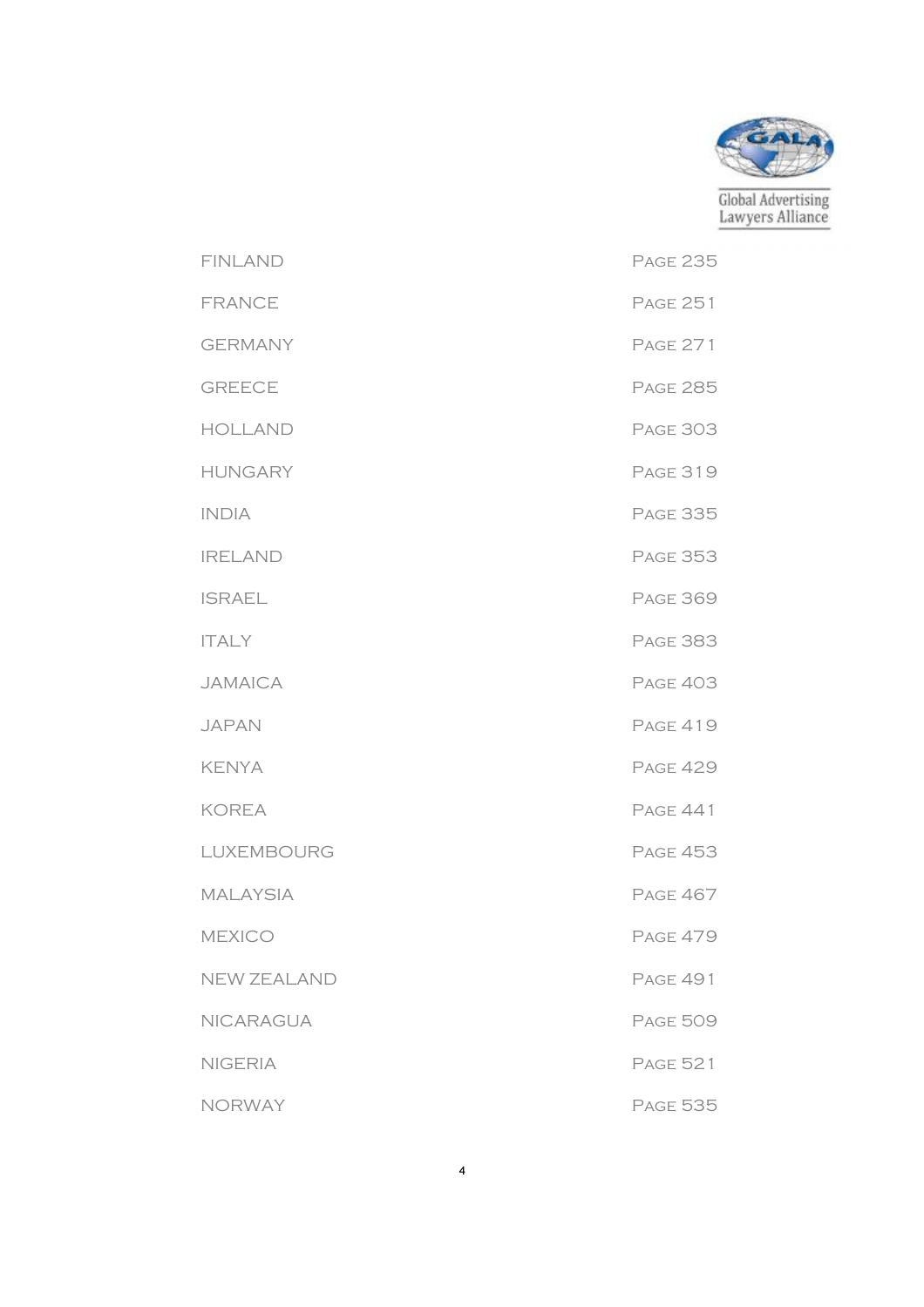| | |
|---|---|
| FINLAND | PAGE 235 |
| FRANCE | PAGE 251 |
| GERMANY | PAGE 271 |
| GREECE | PAGE 285 |
| HOLLAND | PAGE 303 |
| HUNGARY | PAGE 319 |
| INDIA | PAGE 335 |
| IRELAND | PAGE 353 |
| ISRAEL | PAGE 369 |
| ITALY | PAGE 383 |
| JAMAICA | PAGE 403 |
| JAPAN | PAGE 419 |
| KENYA | PAGE 429 |
| KOREA | PAGE 441 |
| LUXEMBOURG | PAGE 453 |
| MALAYSIA | PAGE 467 |
| MEXICO | PAGE 479 |
| NEW ZEALAND | PAGE 491 |
| NICARAGUA | PAGE 509 |
| NIGERIA | PAGE 521 |
| NORWAY | PAGE 535 |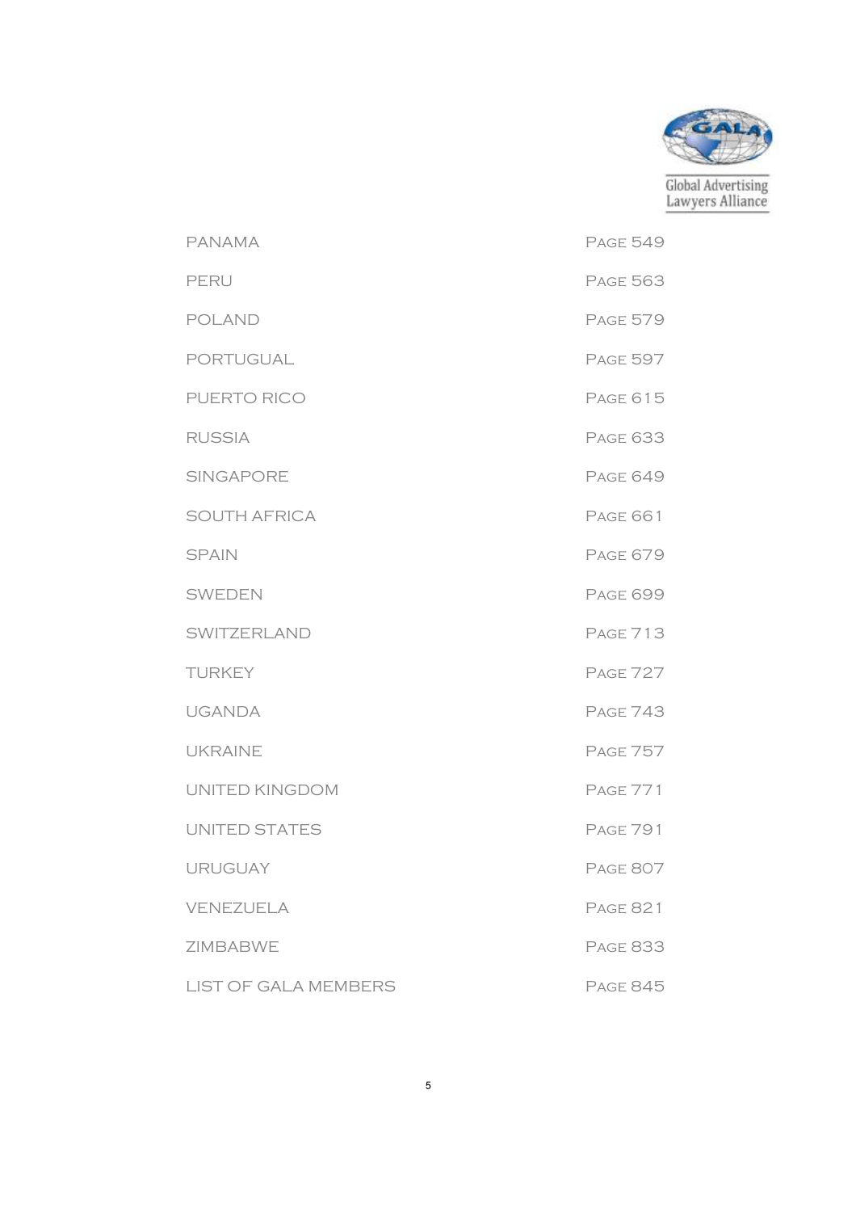| | |
|---|---|
| PANAMA | PAGE 549 |
| PERU | PAGE 563 |
| POLAND | PAGE 579 |
| PORTUGUAL | PAGE 597 |
| PUERTO RICO | PAGE 615 |
| RUSSIA | PAGE 633 |
| SINGAPORE | PAGE 649 |
| SOUTH AFRICA | PAGE 661 |
| SPAIN | PAGE 679 |
| SWEDEN | PAGE 699 |
| SWITZERLAND | PAGE 713 |
| TURKEY | PAGE 727 |
| UGANDA | PAGE 743 |
| UKRAINE | PAGE 757 |
| UNITED KINGDOM | PAGE 771 |
| UNITED STATES | PAGE 791 |
| URUGUAY | PAGE 807 |
| VENEZUELA | PAGE 821 |
| ZIMBABWE | PAGE 833 |
| LIST OF GALA MEMBERS | PAGE 845 |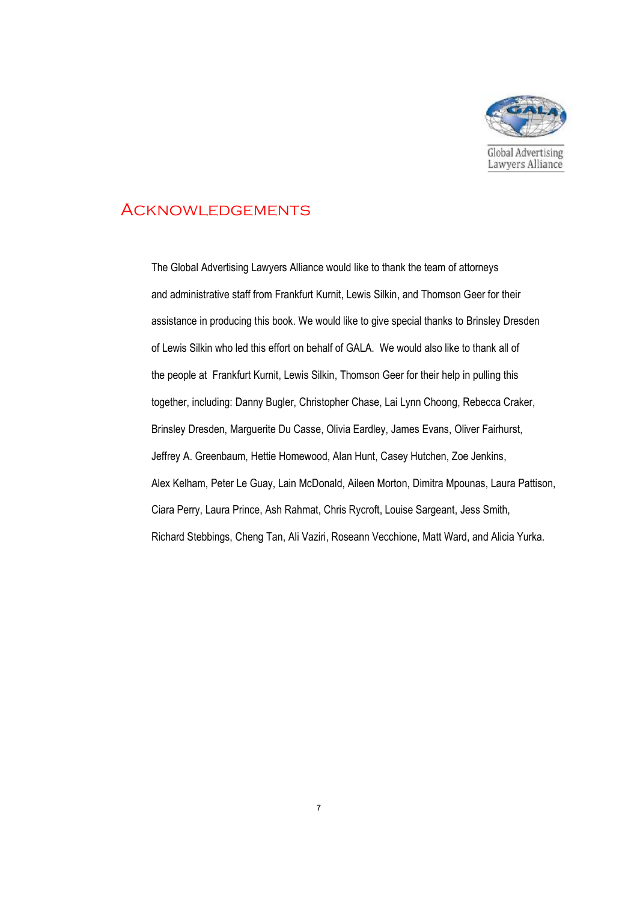# Acknowledgements

The Global Advertising Lawyers Alliance would like to thank the team of attorneys and administrative staff from Frankfurt Kurnit, Lewis Silkin, and Thomson Geer for their assistance in producing this book. We would like to give special thanks to Brinsley Dresden of Lewis Silkin who led this effort on behalf of GALA. We would also like to thank all of the people at Frankfurt Kurnit, Lewis Silkin, Thomson Geer for their help in pulling this together, including: Danny Bugler, Christopher Chase, Lai Lynn Choong, Rebecca Craker, Brinsley Dresden, Marguerite Du Casse, Olivia Eardley, James Evans, Oliver Fairhurst, Jeffrey A. Greenbaum, Hettie Homewood, Alan Hunt, Casey Hutchen, Zoe Jenkins, Alex Kelham, Peter Le Guay, Lain McDonald, Aileen Morton, Dimitra Mpounas, Laura Pattison, Ciara Perry, Laura Prince, Ash Rahmat, Chris Rycroft, Louise Sargeant, Jess Smith, Richard Stebbings, Cheng Tan, Ali Vaziri, Roseann Vecchione, Matt Ward, and Alicia Yurka.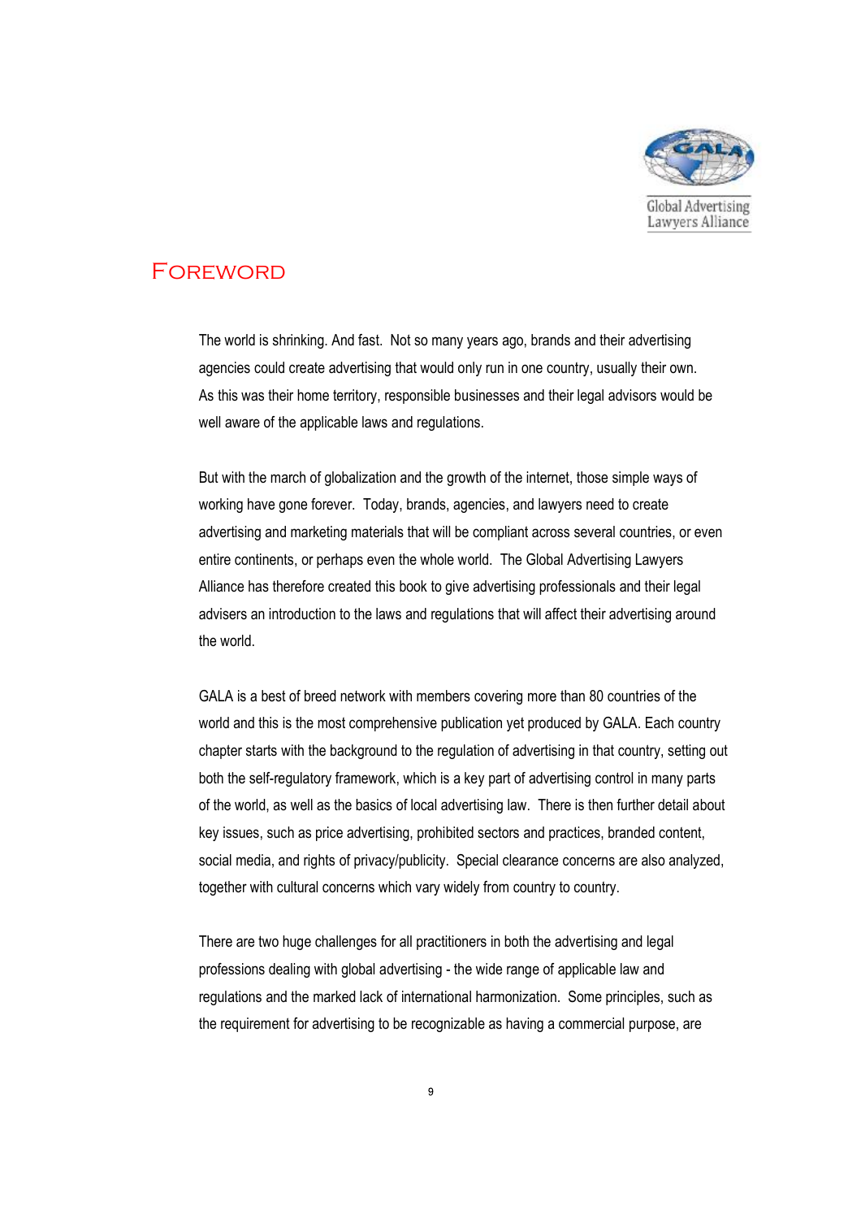# Foreword

The world is shrinking. And fast. Not so many years ago, brands and their advertising agencies could create advertising that would only run in one country, usually their own. As this was their home territory, responsible businesses and their legal advisors would be well aware of the applicable laws and regulations.

But with the march of globalization and the growth of the internet, those simple ways of working have gone forever. Today, brands, agencies, and lawyers need to create advertising and marketing materials that will be compliant across several countries, or even entire continents, or perhaps even the whole world. The Global Advertising Lawyers Alliance has therefore created this book to give advertising professionals and their legal advisers an introduction to the laws and regulations that will affect their advertising around the world.

GALA is a best of breed network with members covering more than 80 countries of the world and this is the most comprehensive publication yet produced by GALA. Each country chapter starts with the background to the regulation of advertising in that country, setting out both the self-regulatory framework, which is a key part of advertising control in many parts of the world, as well as the basics of local advertising law. There is then further detail about key issues, such as price advertising, prohibited sectors and practices, branded content, social media, and rights of privacy/publicity. Special clearance concerns are also analyzed, together with cultural concerns which vary widely from country to country.

There are two huge challenges for all practitioners in both the advertising and legal professions dealing with global advertising - the wide range of applicable law and regulations and the marked lack of international harmonization. Some principles, such as the requirement for advertising to be recognizable as having a commercial purpose, are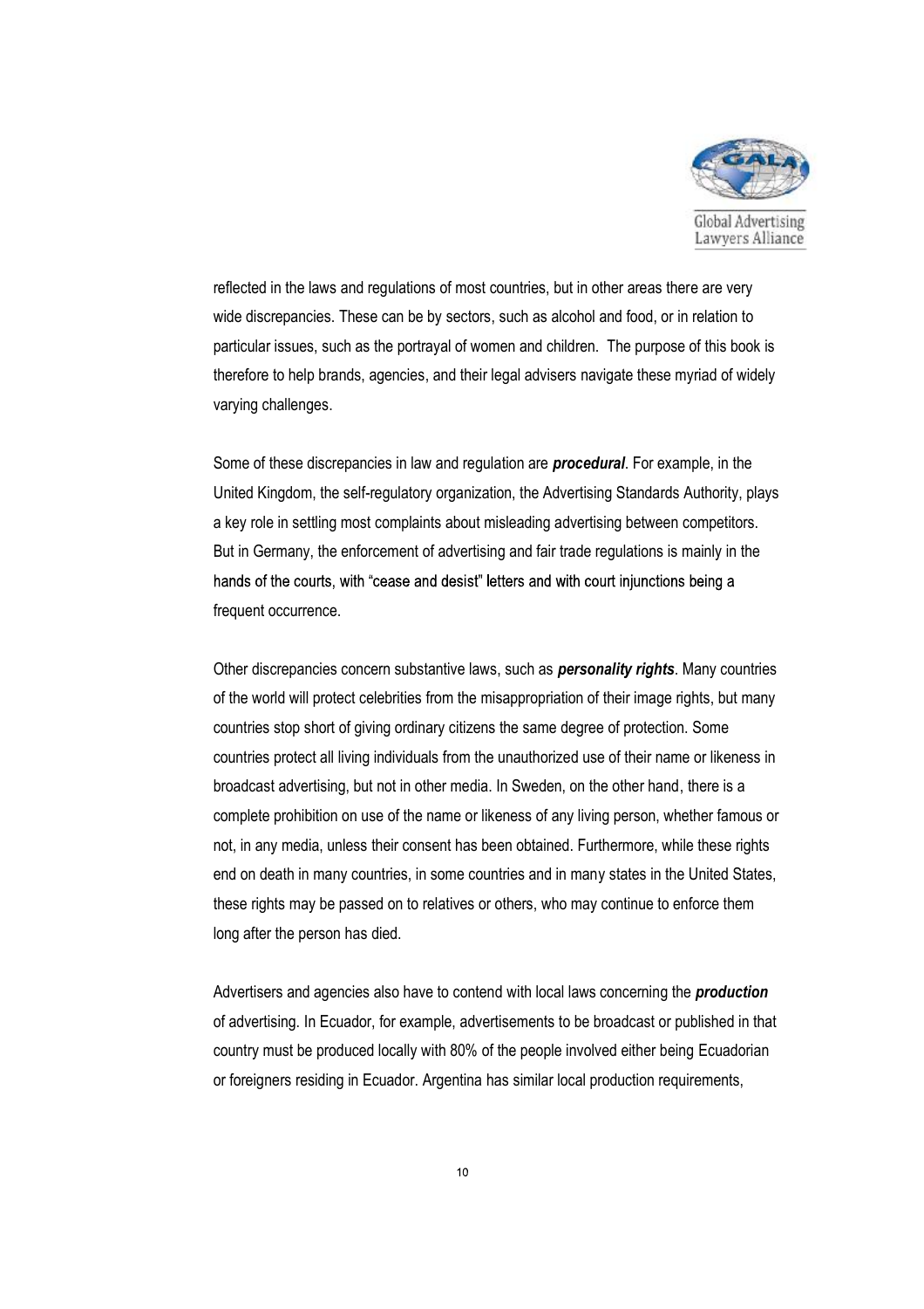reflected in the laws and regulations of most countries, but in other areas there are very wide discrepancies. These can be by sectors, such as alcohol and food, or in relation to particular issues, such as the portrayal of women and children. The purpose of this book is therefore to help brands, agencies, and their legal advisers navigate these myriad of widely varying challenges.

Some of these discrepancies in law and regulation are ***procedural***. For example, in the United Kingdom, the self-regulatory organization, the Advertising Standards Authority, plays a key role in settling most complaints about misleading advertising between competitors. But in Germany, the enforcement of advertising and fair trade regulations is mainly in the hands of the courts, with "cease and desist" letters and with court injunctions being a frequent occurrence.

Other discrepancies concern substantive laws, such as ***personality rights***. Many countries of the world will protect celebrities from the misappropriation of their image rights, but many countries stop short of giving ordinary citizens the same degree of protection. Some countries protect all living individuals from the unauthorized use of their name or likeness in broadcast advertising, but not in other media. In Sweden, on the other hand, there is a complete prohibition on use of the name or likeness of any living person, whether famous or not, in any media, unless their consent has been obtained. Furthermore, while these rights end on death in many countries, in some countries and in many states in the United States, these rights may be passed on to relatives or others, who may continue to enforce them long after the person has died.

Advertisers and agencies also have to contend with local laws concerning the ***production*** of advertising. In Ecuador, for example, advertisements to be broadcast or published in that country must be produced locally with 80% of the people involved either being Ecuadorian or foreigners residing in Ecuador. Argentina has similar local production requirements,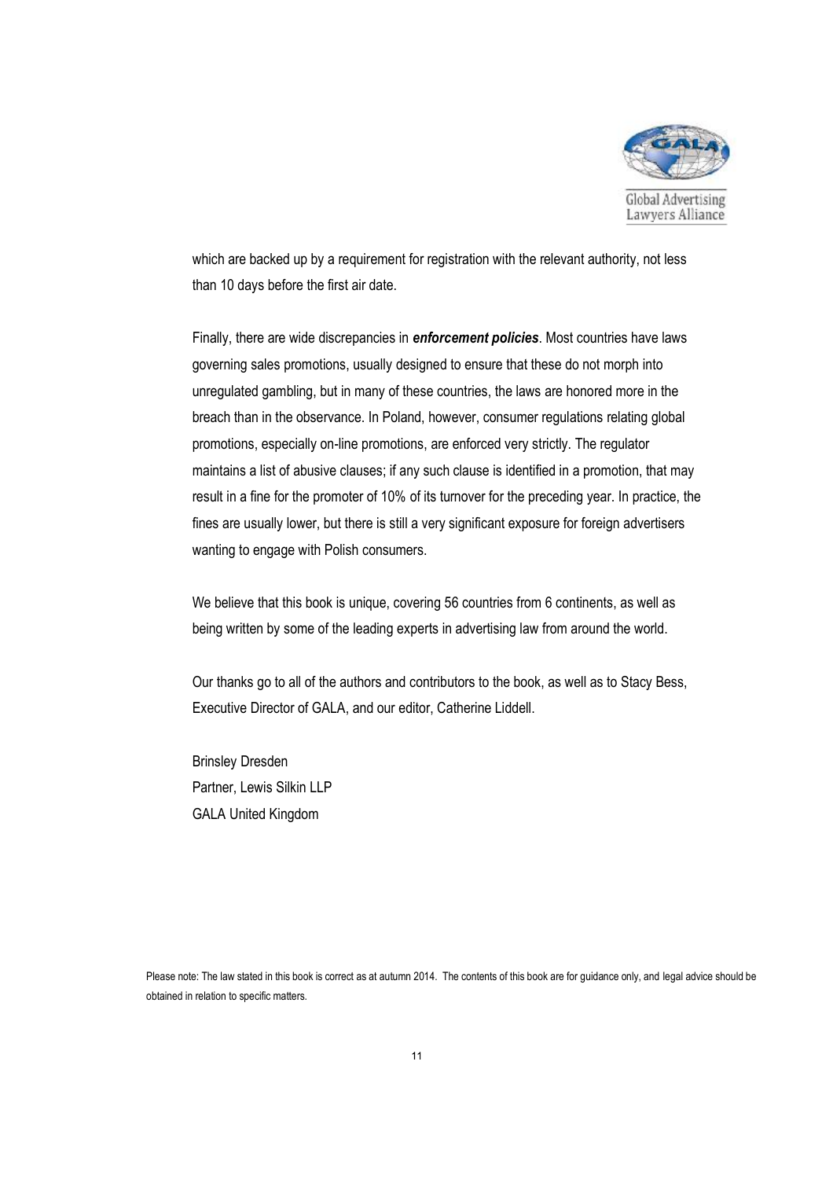which are backed up by a requirement for registration with the relevant authority, not less than 10 days before the first air date.

Finally, there are wide discrepancies in ***enforcement policies***. Most countries have laws governing sales promotions, usually designed to ensure that these do not morph into unregulated gambling, but in many of these countries, the laws are honored more in the breach than in the observance. In Poland, however, consumer regulations relating global promotions, especially on-line promotions, are enforced very strictly. The regulator maintains a list of abusive clauses; if any such clause is identified in a promotion, that may result in a fine for the promoter of 10% of its turnover for the preceding year. In practice, the fines are usually lower, but there is still a very significant exposure for foreign advertisers wanting to engage with Polish consumers.

We believe that this book is unique, covering 56 countries from 6 continents, as well as being written by some of the leading experts in advertising law from around the world.

Our thanks go to all of the authors and contributors to the book, as well as to Stacy Bess, Executive Director of GALA, and our editor, Catherine Liddell.

Brinsley Dresden
Partner, Lewis Silkin LLP
GALA United Kingdom

Please note: The law stated in this book is correct as at autumn 2014. The contents of this book are for guidance only, and legal advice should be obtained in relation to specific matters.